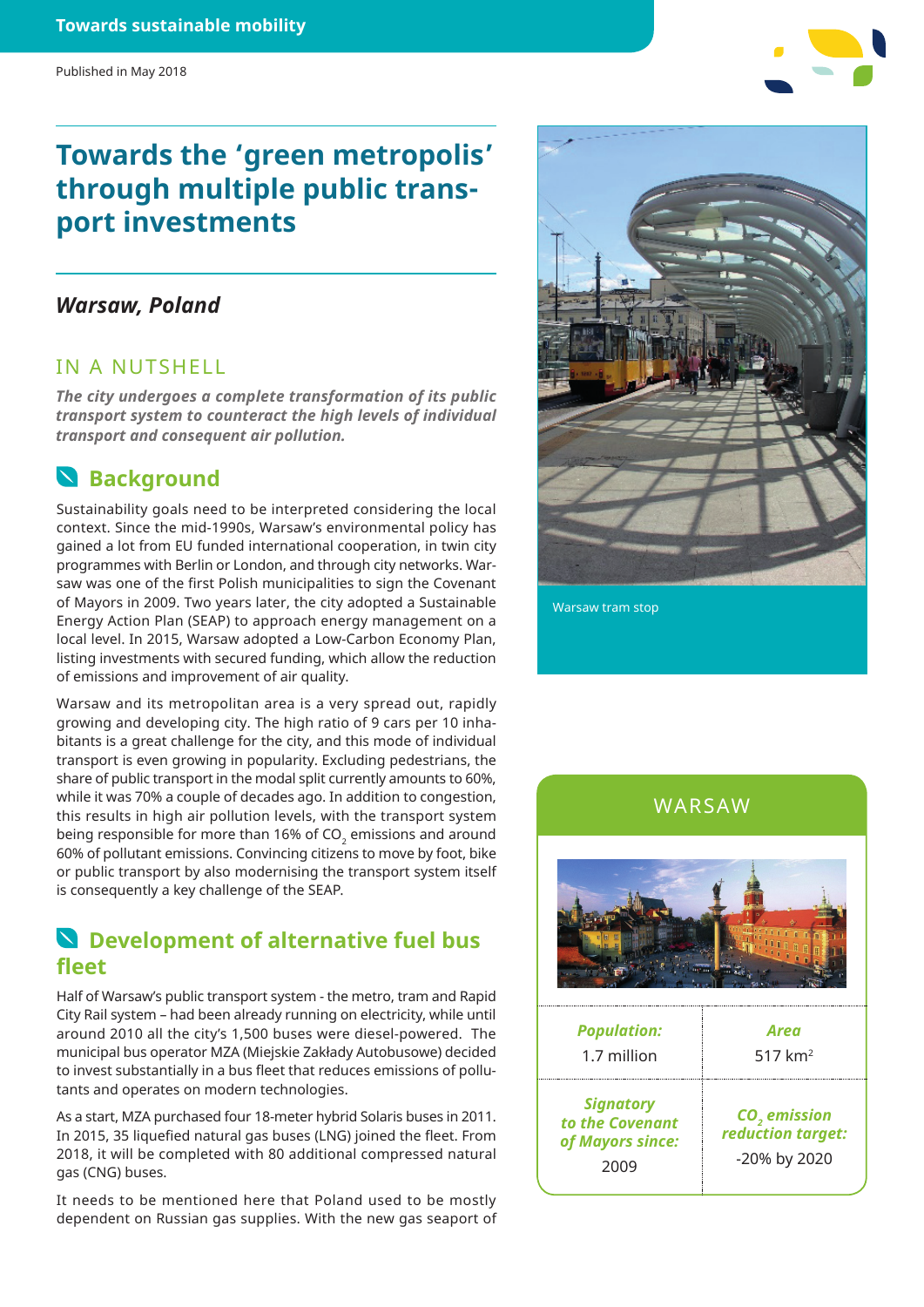Towards sustainable mobility

Published in May 2018

# Towards the 'green metropolis' through multiple public transport investments

## *Warsaw, Poland*

## IN A NUTSHELL

***The city undergoes a complete transformation of its public transport system to counteract the high levels of individual transport and consequent air pollution.***

## Background

Sustainability goals need to be interpreted considering the local context. Since the mid-1990s, Warsaw's environmental policy has gained a lot from EU funded international cooperation, in twin city programmes with Berlin or London, and through city networks. Warsaw was one of the first Polish municipalities to sign the Covenant of Mayors in 2009. Two years later, the city adopted a Sustainable Energy Action Plan (SEAP) to approach energy management on a local level. In 2015, Warsaw adopted a Low-Carbon Economy Plan, listing investments with secured funding, which allow the reduction of emissions and improvement of air quality.

Warsaw and its metropolitan area is a very spread out, rapidly growing and developing city. The high ratio of 9 cars per 10 inhabitants is a great challenge for the city, and this mode of individual transport is even growing in popularity. Excluding pedestrians, the share of public transport in the modal split currently amounts to 60%, while it was 70% a couple of decades ago. In addition to congestion, this results in high air pollution levels, with the transport system being responsible for more than 16% of $CO_2$ emissions and around 60% of pollutant emissions. Convincing citizens to move by foot, bike or public transport by also modernising the transport system itself is consequently a key challenge of the SEAP.

## Development of alternative fuel bus fleet

Half of Warsaw's public transport system - the metro, tram and Rapid City Rail system – had been already running on electricity, while until around 2010 all the city's 1,500 buses were diesel-powered. The municipal bus operator MZA (Miejskie Zakłady Autobusowe) decided to invest substantially in a bus fleet that reduces emissions of pollutants and operates on modern technologies.

As a start, MZA purchased four 18-meter hybrid Solaris buses in 2011. In 2015, 35 liquefied natural gas buses (LNG) joined the fleet. From 2018, it will be completed with 80 additional compressed natural gas (CNG) buses.

It needs to be mentioned here that Poland used to be mostly dependent on Russian gas supplies. With the new gas seaport of

Warsaw tram stop

## WARSAW

| *Population:* | *Area* |
|---|---|
| 1.7 million | 517 km$^2$ |
| ***Signatory to the Covenant of Mayors since:*** 2009 | ***$CO_2$ emission reduction target:*** -20% by 2020 |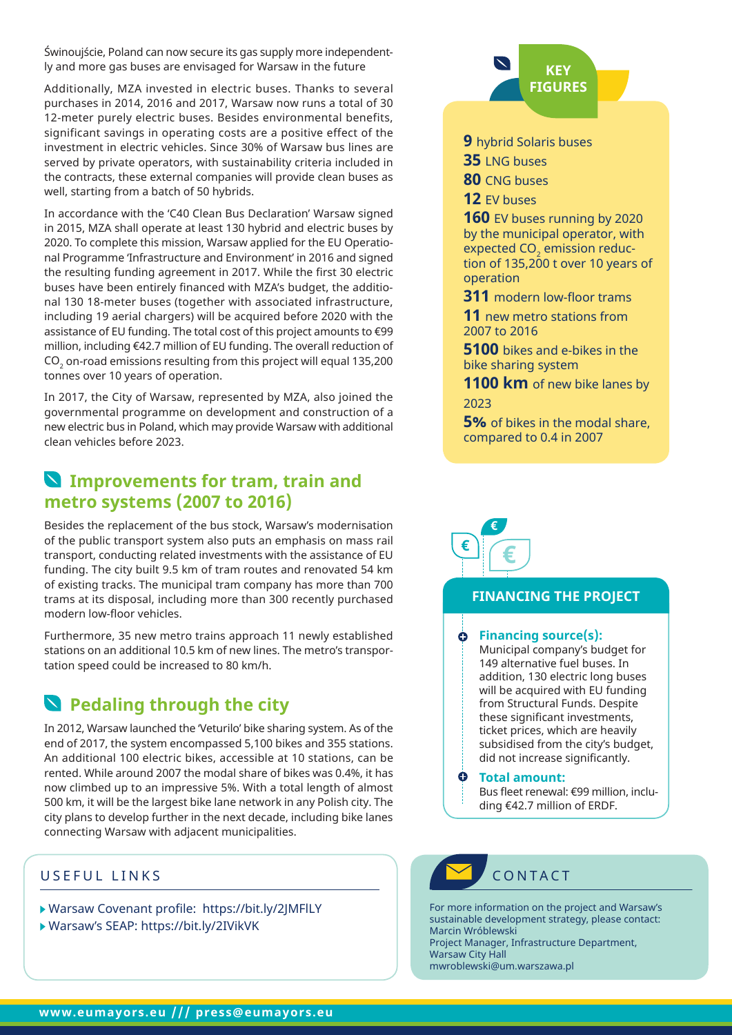Świnoujście, Poland can now secure its gas supply more independently and more gas buses are envisaged for Warsaw in the future

Additionally, MZA invested in electric buses. Thanks to several purchases in 2014, 2016 and 2017, Warsaw now runs a total of 30 12-meter purely electric buses. Besides environmental benefits, significant savings in operating costs are a positive effect of the investment in electric vehicles. Since 30% of Warsaw bus lines are served by private operators, with sustainability criteria included in the contracts, these external companies will provide clean buses as well, starting from a batch of 50 hybrids.

In accordance with the 'C40 Clean Bus Declaration' Warsaw signed in 2015, MZA shall operate at least 130 hybrid and electric buses by 2020. To complete this mission, Warsaw applied for the EU Operational Programme 'Infrastructure and Environment' in 2016 and signed the resulting funding agreement in 2017. While the first 30 electric buses have been entirely financed with MZA's budget, the additional 130 18-meter buses (together with associated infrastructure, including 19 aerial chargers) will be acquired before 2020 with the assistance of EU funding. The total cost of this project amounts to €99 million, including €42.7 million of EU funding. The overall reduction of $CO_2$ on-road emissions resulting from this project will equal 135,200 tonnes over 10 years of operation.

In 2017, the City of Warsaw, represented by MZA, also joined the governmental programme on development and construction of a new electric bus in Poland, which may provide Warsaw with additional clean vehicles before 2023.

## Improvements for tram, train and metro systems (2007 to 2016)

Besides the replacement of the bus stock, Warsaw's modernisation of the public transport system also puts an emphasis on mass rail transport, conducting related investments with the assistance of EU funding. The city built 9.5 km of tram routes and renovated 54 km of existing tracks. The municipal tram company has more than 700 trams at its disposal, including more than 300 recently purchased modern low-floor vehicles.

Furthermore, 35 new metro trains approach 11 newly established stations on an additional 10.5 km of new lines. The metro's transportation speed could be increased to 80 km/h.

## Pedaling through the city

In 2012, Warsaw launched the 'Veturilo' bike sharing system. As of the end of 2017, the system encompassed 5,100 bikes and 355 stations. An additional 100 electric bikes, accessible at 10 stations, can be rented. While around 2007 the modal share of bikes was 0.4%, it has now climbed up to an impressive 5%. With a total length of almost 500 km, it will be the largest bike lane network in any Polish city. The city plans to develop further in the next decade, including bike lanes connecting Warsaw with adjacent municipalities.

## KEY FIGURES

- **9** hybrid Solaris buses
- **35** LNG buses
- **80** CNG buses
- **12** EV buses
- **160** EV buses running by 2020 by the municipal operator, with expected $CO_2$ emission reduction of 135,200 t over 10 years of operation
- **311** modern low-floor trams
- **11** new metro stations from 2007 to 2016
- **5100** bikes and e-bikes in the bike sharing system
- **1100 km** of new bike lanes by 2023
- **5%** of bikes in the modal share, compared to 0.4 in 2007

## FINANCING THE PROJECT

**Financing source(s):**
Municipal company's budget for 149 alternative fuel buses. In addition, 130 electric long buses will be acquired with EU funding from Structural Funds. Despite these significant investments, ticket prices, which are heavily subsidised from the city's budget, did not increase significantly.

**Total amount:**
Bus fleet renewal: €99 million, including €42.7 million of ERDF.

## USEFUL LINKS

- Warsaw Covenant profile: https://bit.ly/2JMFlLY
- Warsaw's SEAP: https://bit.ly/2IVikVK

## CONTACT

For more information on the project and Warsaw's sustainable development strategy, please contact:
Marcin Wróblewski
Project Manager, Infrastructure Department, Warsaw City Hall
mwroblewski@um.warszawa.pl

**www.eumayors.eu /// press@eumayors.eu**